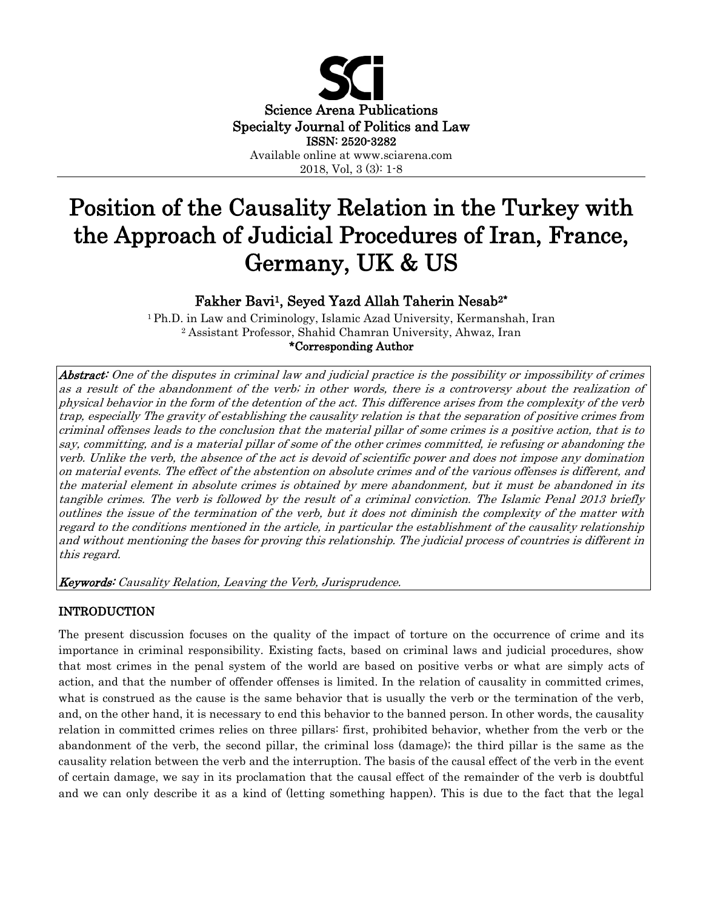Science Arena Publications
Specialty Journal of Politics and Law
ISSN: 2520-3282
Available online at www.sciarena.com
2018, Vol, 3 (3): 1-8

# Position of the Causality Relation in the Turkey with the Approach of Judicial Procedures of Iran, France, Germany, UK & US

**Fakher Bavi[1], Seyed Yazd Allah Taherin Nesab[2*]**

[1] Ph.D. in Law and Criminology, Islamic Azad University, Kermanshah, Iran
[2] Assistant Professor, Shahid Chamran University, Ahwaz, Iran
**\*Corresponding Author**

***Abstract:*** *One of the disputes in criminal law and judicial practice is the possibility or impossibility of crimes as a result of the abandonment of the verb; in other words, there is a controversy about the realization of physical behavior in the form of the detention of the act. This difference arises from the complexity of the verb trap, especially The gravity of establishing the causality relation is that the separation of positive crimes from criminal offenses leads to the conclusion that the material pillar of some crimes is a positive action, that is to say, committing, and is a material pillar of some of the other crimes committed, ie refusing or abandoning the verb. Unlike the verb, the absence of the act is devoid of scientific power and does not impose any domination on material events. The effect of the abstention on absolute crimes and of the various offenses is different, and the material element in absolute crimes is obtained by mere abandonment, but it must be abandoned in its tangible crimes. The verb is followed by the result of a criminal conviction. The Islamic Penal 2013 briefly outlines the issue of the termination of the verb, but it does not diminish the complexity of the matter with regard to the conditions mentioned in the article, in particular the establishment of the causality relationship and without mentioning the bases for proving this relationship. The judicial process of countries is different in this regard.*

***Keywords:*** *Causality Relation, Leaving the Verb, Jurisprudence.*

## INTRODUCTION

The present discussion focuses on the quality of the impact of torture on the occurrence of crime and its importance in criminal responsibility. Existing facts, based on criminal laws and judicial procedures, show that most crimes in the penal system of the world are based on positive verbs or what are simply acts of action, and that the number of offender offenses is limited. In the relation of causality in committed crimes, what is construed as the cause is the same behavior that is usually the verb or the termination of the verb, and, on the other hand, it is necessary to end this behavior to the banned person. In other words, the causality relation in committed crimes relies on three pillars: first, prohibited behavior, whether from the verb or the abandonment of the verb, the second pillar, the criminal loss (damage); the third pillar is the same as the causality relation between the verb and the interruption. The basis of the causal effect of the verb in the event of certain damage, we say in its proclamation that the causal effect of the remainder of the verb is doubtful and we can only describe it as a kind of (letting something happen). This is due to the fact that the legal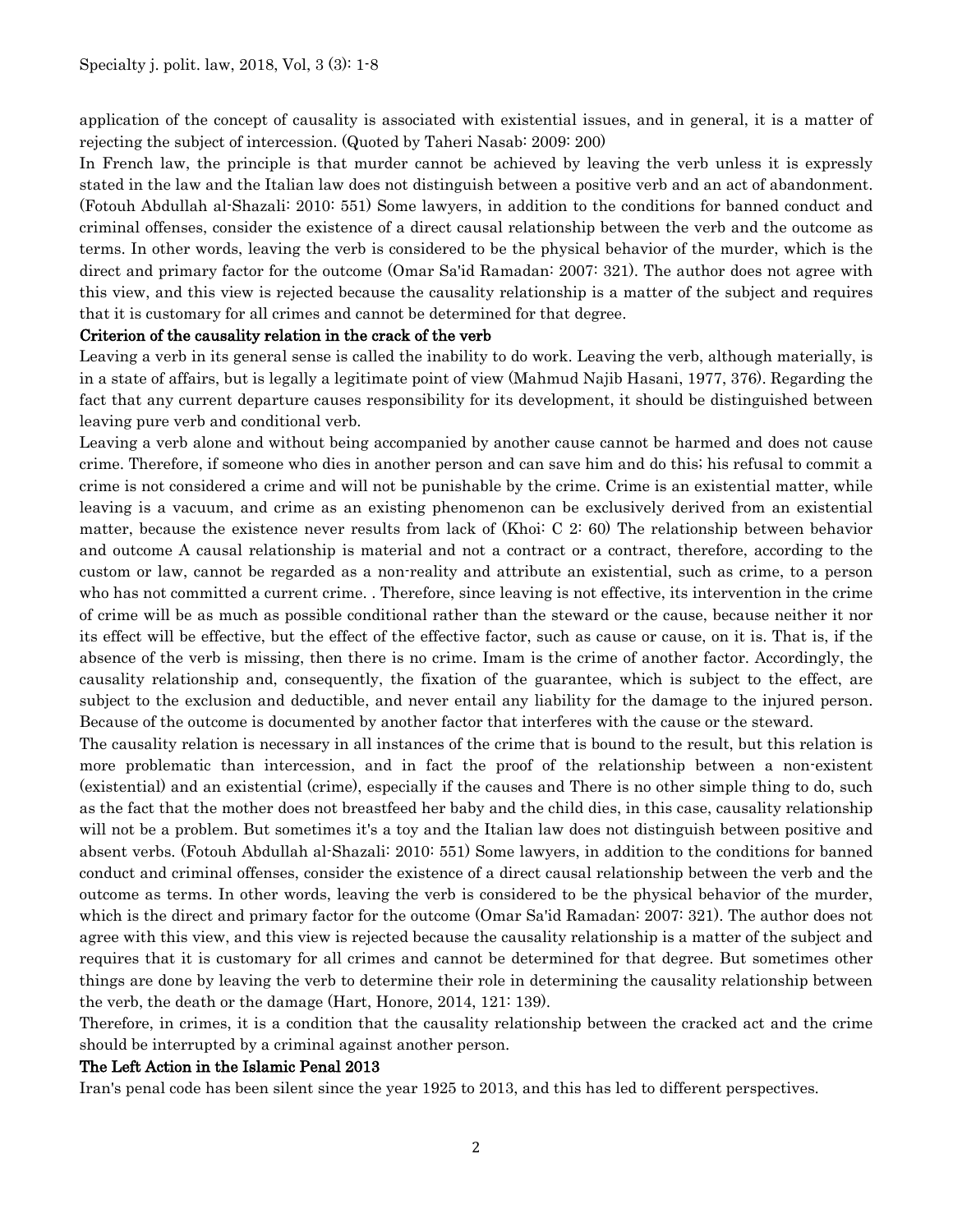application of the concept of causality is associated with existential issues, and in general, it is a matter of rejecting the subject of intercession. (Quoted by Taheri Nasab: 2009: 200)

In French law, the principle is that murder cannot be achieved by leaving the verb unless it is expressly stated in the law and the Italian law does not distinguish between a positive verb and an act of abandonment. (Fotouh Abdullah al-Shazali: 2010: 551) Some lawyers, in addition to the conditions for banned conduct and criminal offenses, consider the existence of a direct causal relationship between the verb and the outcome as terms. In other words, leaving the verb is considered to be the physical behavior of the murder, which is the direct and primary factor for the outcome (Omar Sa'id Ramadan: 2007: 321). The author does not agree with this view, and this view is rejected because the causality relationship is a matter of the subject and requires that it is customary for all crimes and cannot be determined for that degree.

### Criterion of the causality relation in the crack of the verb

Leaving a verb in its general sense is called the inability to do work. Leaving the verb, although materially, is in a state of affairs, but is legally a legitimate point of view (Mahmud Najib Hasani, 1977, 376). Regarding the fact that any current departure causes responsibility for its development, it should be distinguished between leaving pure verb and conditional verb.

Leaving a verb alone and without being accompanied by another cause cannot be harmed and does not cause crime. Therefore, if someone who dies in another person and can save him and do this; his refusal to commit a crime is not considered a crime and will not be punishable by the crime. Crime is an existential matter, while leaving is a vacuum, and crime as an existing phenomenon can be exclusively derived from an existential matter, because the existence never results from lack of (Khoi: C 2: 60) The relationship between behavior and outcome A causal relationship is material and not a contract or a contract, therefore, according to the custom or law, cannot be regarded as a non-reality and attribute an existential, such as crime, to a person who has not committed a current crime. . Therefore, since leaving is not effective, its intervention in the crime of crime will be as much as possible conditional rather than the steward or the cause, because neither it nor its effect will be effective, but the effect of the effective factor, such as cause or cause, on it is. That is, if the absence of the verb is missing, then there is no crime. Imam is the crime of another factor. Accordingly, the causality relationship and, consequently, the fixation of the guarantee, which is subject to the effect, are subject to the exclusion and deductible, and never entail any liability for the damage to the injured person. Because of the outcome is documented by another factor that interferes with the cause or the steward.

The causality relation is necessary in all instances of the crime that is bound to the result, but this relation is more problematic than intercession, and in fact the proof of the relationship between a non-existent (existential) and an existential (crime), especially if the causes and There is no other simple thing to do, such as the fact that the mother does not breastfeed her baby and the child dies, in this case, causality relationship will not be a problem. But sometimes it's a toy and the Italian law does not distinguish between positive and absent verbs. (Fotouh Abdullah al-Shazali: 2010: 551) Some lawyers, in addition to the conditions for banned conduct and criminal offenses, consider the existence of a direct causal relationship between the verb and the outcome as terms. In other words, leaving the verb is considered to be the physical behavior of the murder, which is the direct and primary factor for the outcome (Omar Sa'id Ramadan: 2007: 321). The author does not agree with this view, and this view is rejected because the causality relationship is a matter of the subject and requires that it is customary for all crimes and cannot be determined for that degree. But sometimes other things are done by leaving the verb to determine their role in determining the causality relationship between the verb, the death or the damage (Hart, Honore, 2014, 121: 139).

Therefore, in crimes, it is a condition that the causality relationship between the cracked act and the crime should be interrupted by a criminal against another person.

### The Left Action in the Islamic Penal 2013

Iran's penal code has been silent since the year 1925 to 2013, and this has led to different perspectives.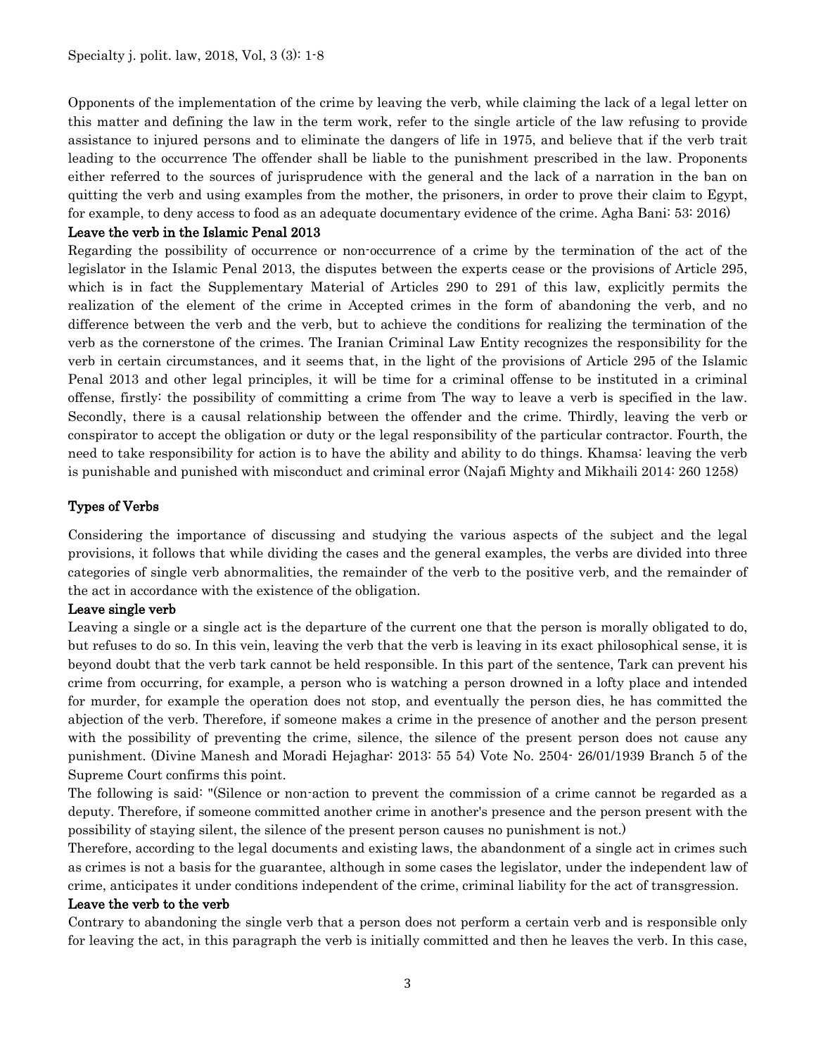Opponents of the implementation of the crime by leaving the verb, while claiming the lack of a legal letter on this matter and defining the law in the term work, refer to the single article of the law refusing to provide assistance to injured persons and to eliminate the dangers of life in 1975, and believe that if the verb trait leading to the occurrence The offender shall be liable to the punishment prescribed in the law. Proponents either referred to the sources of jurisprudence with the general and the lack of a narration in the ban on quitting the verb and using examples from the mother, the prisoners, in order to prove their claim to Egypt, for example, to deny access to food as an adequate documentary evidence of the crime. Agha Bani: 53: 2016)

### Leave the verb in the Islamic Penal 2013

Regarding the possibility of occurrence or non-occurrence of a crime by the termination of the act of the legislator in the Islamic Penal 2013, the disputes between the experts cease or the provisions of Article 295, which is in fact the Supplementary Material of Articles 290 to 291 of this law, explicitly permits the realization of the element of the crime in Accepted crimes in the form of abandoning the verb, and no difference between the verb and the verb, but to achieve the conditions for realizing the termination of the verb as the cornerstone of the crimes. The Iranian Criminal Law Entity recognizes the responsibility for the verb in certain circumstances, and it seems that, in the light of the provisions of Article 295 of the Islamic Penal 2013 and other legal principles, it will be time for a criminal offense to be instituted in a criminal offense, firstly: the possibility of committing a crime from The way to leave a verb is specified in the law. Secondly, there is a causal relationship between the offender and the crime. Thirdly, leaving the verb or conspirator to accept the obligation or duty or the legal responsibility of the particular contractor. Fourth, the need to take responsibility for action is to have the ability and ability to do things. Khamsa: leaving the verb is punishable and punished with misconduct and criminal error (Najafi Mighty and Mikhaili 2014: 260 1258)

## Types of Verbs

Considering the importance of discussing and studying the various aspects of the subject and the legal provisions, it follows that while dividing the cases and the general examples, the verbs are divided into three categories of single verb abnormalities, the remainder of the verb to the positive verb, and the remainder of the act in accordance with the existence of the obligation.

### Leave single verb

Leaving a single or a single act is the departure of the current one that the person is morally obligated to do, but refuses to do so. In this vein, leaving the verb that the verb is leaving in its exact philosophical sense, it is beyond doubt that the verb tark cannot be held responsible. In this part of the sentence, Tark can prevent his crime from occurring, for example, a person who is watching a person drowned in a lofty place and intended for murder, for example the operation does not stop, and eventually the person dies, he has committed the abjection of the verb. Therefore, if someone makes a crime in the presence of another and the person present with the possibility of preventing the crime, silence, the silence of the present person does not cause any punishment. (Divine Manesh and Moradi Hejaghar: 2013: 55 54) Vote No. 2504- 26/01/1939 Branch 5 of the Supreme Court confirms this point.

The following is said: "(Silence or non-action to prevent the commission of a crime cannot be regarded as a deputy. Therefore, if someone committed another crime in another's presence and the person present with the possibility of staying silent, the silence of the present person causes no punishment is not.)

Therefore, according to the legal documents and existing laws, the abandonment of a single act in crimes such as crimes is not a basis for the guarantee, although in some cases the legislator, under the independent law of crime, anticipates it under conditions independent of the crime, criminal liability for the act of transgression.

### Leave the verb to the verb

Contrary to abandoning the single verb that a person does not perform a certain verb and is responsible only for leaving the act, in this paragraph the verb is initially committed and then he leaves the verb. In this case,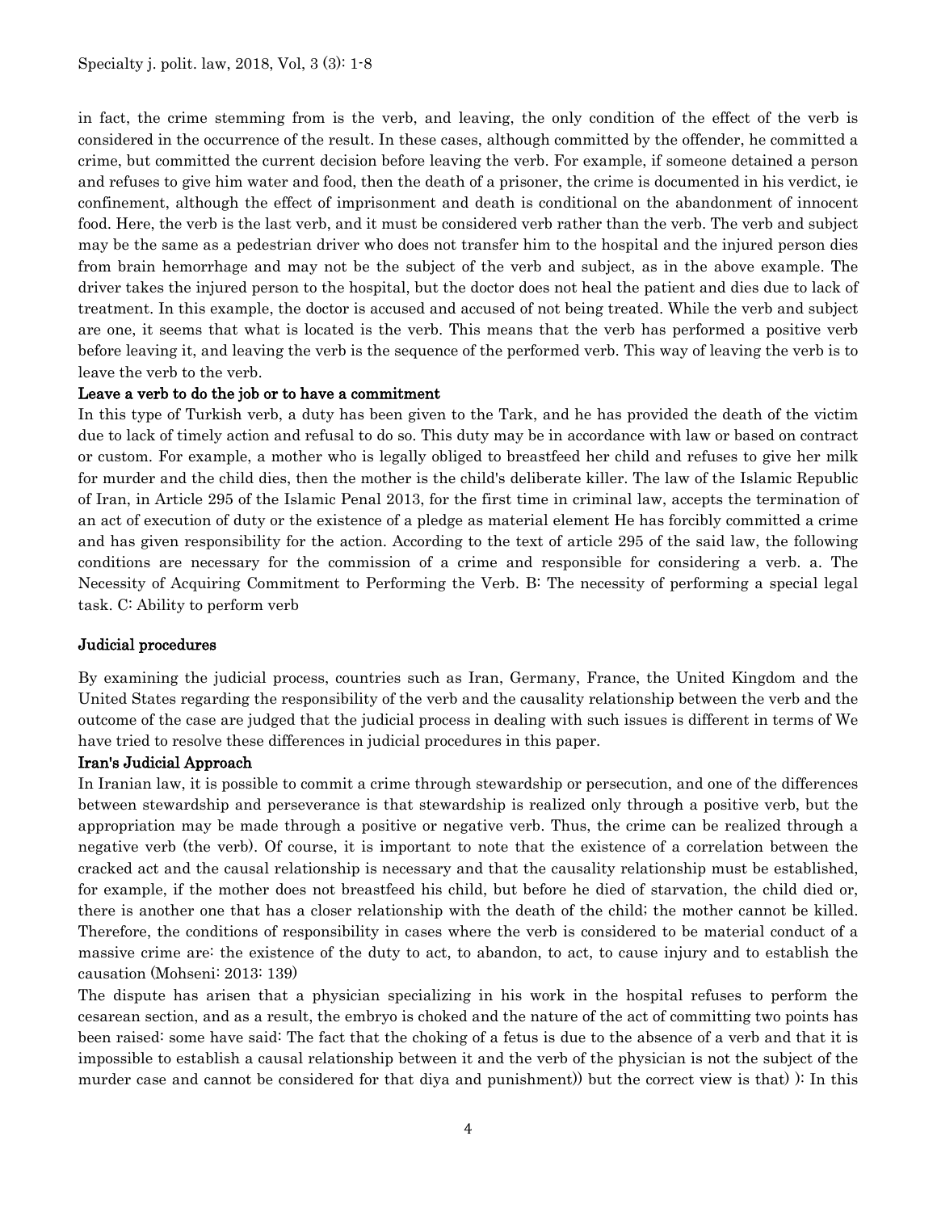in fact, the crime stemming from is the verb, and leaving, the only condition of the effect of the verb is considered in the occurrence of the result. In these cases, although committed by the offender, he committed a crime, but committed the current decision before leaving the verb. For example, if someone detained a person and refuses to give him water and food, then the death of a prisoner, the crime is documented in his verdict, ie confinement, although the effect of imprisonment and death is conditional on the abandonment of innocent food. Here, the verb is the last verb, and it must be considered verb rather than the verb. The verb and subject may be the same as a pedestrian driver who does not transfer him to the hospital and the injured person dies from brain hemorrhage and may not be the subject of the verb and subject, as in the above example. The driver takes the injured person to the hospital, but the doctor does not heal the patient and dies due to lack of treatment. In this example, the doctor is accused and accused of not being treated. While the verb and subject are one, it seems that what is located is the verb. This means that the verb has performed a positive verb before leaving it, and leaving the verb is the sequence of the performed verb. This way of leaving the verb is to leave the verb to the verb.

### Leave a verb to do the job or to have a commitment

In this type of Turkish verb, a duty has been given to the Tark, and he has provided the death of the victim due to lack of timely action and refusal to do so. This duty may be in accordance with law or based on contract or custom. For example, a mother who is legally obliged to breastfeed her child and refuses to give her milk for murder and the child dies, then the mother is the child's deliberate killer. The law of the Islamic Republic of Iran, in Article 295 of the Islamic Penal 2013, for the first time in criminal law, accepts the termination of an act of execution of duty or the existence of a pledge as material element He has forcibly committed a crime and has given responsibility for the action. According to the text of article 295 of the said law, the following conditions are necessary for the commission of a crime and responsible for considering a verb. a. The Necessity of Acquiring Commitment to Performing the Verb. B: The necessity of performing a special legal task. C: Ability to perform verb

## Judicial procedures

By examining the judicial process, countries such as Iran, Germany, France, the United Kingdom and the United States regarding the responsibility of the verb and the causality relationship between the verb and the outcome of the case are judged that the judicial process in dealing with such issues is different in terms of We have tried to resolve these differences in judicial procedures in this paper.

### Iran's Judicial Approach

In Iranian law, it is possible to commit a crime through stewardship or persecution, and one of the differences between stewardship and perseverance is that stewardship is realized only through a positive verb, but the appropriation may be made through a positive or negative verb. Thus, the crime can be realized through a negative verb (the verb). Of course, it is important to note that the existence of a correlation between the cracked act and the causal relationship is necessary and that the causality relationship must be established, for example, if the mother does not breastfeed his child, but before he died of starvation, the child died or, there is another one that has a closer relationship with the death of the child; the mother cannot be killed. Therefore, the conditions of responsibility in cases where the verb is considered to be material conduct of a massive crime are: the existence of the duty to act, to abandon, to act, to cause injury and to establish the causation (Mohseni: 2013: 139)

The dispute has arisen that a physician specializing in his work in the hospital refuses to perform the cesarean section, and as a result, the embryo is choked and the nature of the act of committing two points has been raised: some have said: The fact that the choking of a fetus is due to the absence of a verb and that it is impossible to establish a causal relationship between it and the verb of the physician is not the subject of the murder case and cannot be considered for that diya and punishment)) but the correct view is that) ): In this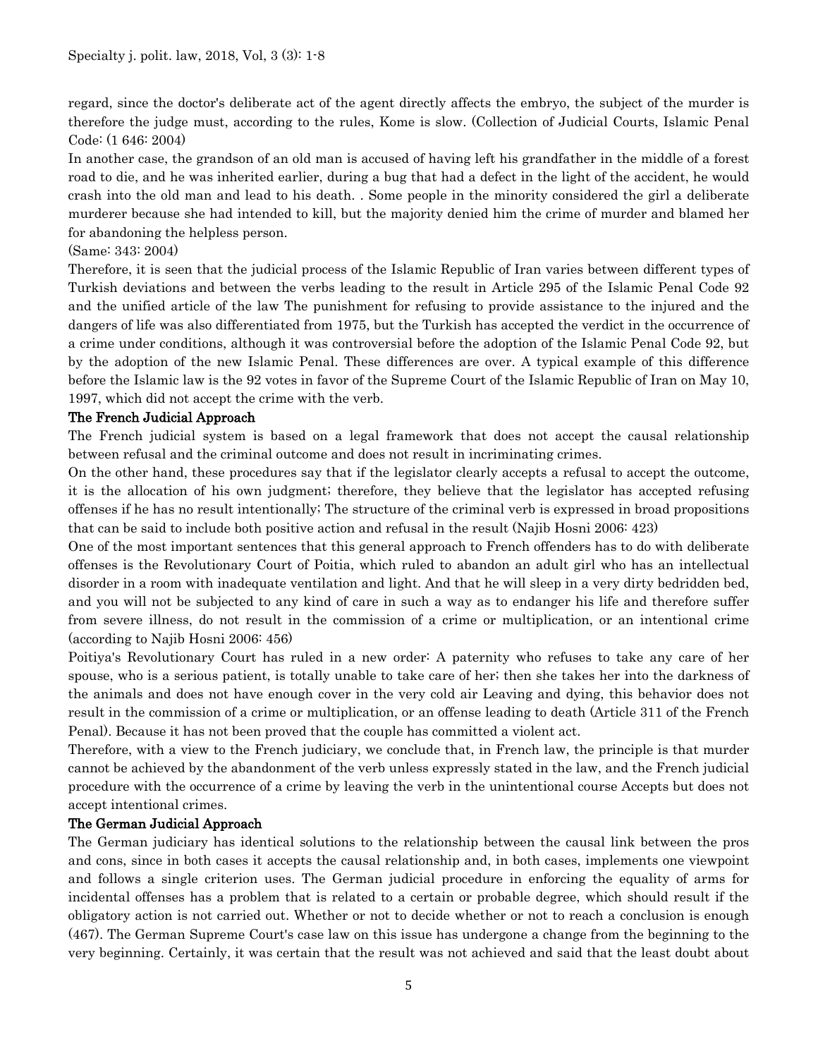regard, since the doctor's deliberate act of the agent directly affects the embryo, the subject of the murder is therefore the judge must, according to the rules, Kome is slow. (Collection of Judicial Courts, Islamic Penal Code: (1 646: 2004)

In another case, the grandson of an old man is accused of having left his grandfather in the middle of a forest road to die, and he was inherited earlier, during a bug that had a defect in the light of the accident, he would crash into the old man and lead to his death. . Some people in the minority considered the girl a deliberate murderer because she had intended to kill, but the majority denied him the crime of murder and blamed her for abandoning the helpless person.

(Same: 343: 2004)

Therefore, it is seen that the judicial process of the Islamic Republic of Iran varies between different types of Turkish deviations and between the verbs leading to the result in Article 295 of the Islamic Penal Code 92 and the unified article of the law The punishment for refusing to provide assistance to the injured and the dangers of life was also differentiated from 1975, but the Turkish has accepted the verdict in the occurrence of a crime under conditions, although it was controversial before the adoption of the Islamic Penal Code 92, but by the adoption of the new Islamic Penal. These differences are over. A typical example of this difference before the Islamic law is the 92 votes in favor of the Supreme Court of the Islamic Republic of Iran on May 10, 1997, which did not accept the crime with the verb.

### The French Judicial Approach

The French judicial system is based on a legal framework that does not accept the causal relationship between refusal and the criminal outcome and does not result in incriminating crimes.

On the other hand, these procedures say that if the legislator clearly accepts a refusal to accept the outcome, it is the allocation of his own judgment; therefore, they believe that the legislator has accepted refusing offenses if he has no result intentionally; The structure of the criminal verb is expressed in broad propositions that can be said to include both positive action and refusal in the result (Najib Hosni 2006: 423)

One of the most important sentences that this general approach to French offenders has to do with deliberate offenses is the Revolutionary Court of Poitia, which ruled to abandon an adult girl who has an intellectual disorder in a room with inadequate ventilation and light. And that he will sleep in a very dirty bedridden bed, and you will not be subjected to any kind of care in such a way as to endanger his life and therefore suffer from severe illness, do not result in the commission of a crime or multiplication, or an intentional crime (according to Najib Hosni 2006: 456)

Poitiya's Revolutionary Court has ruled in a new order: A paternity who refuses to take any care of her spouse, who is a serious patient, is totally unable to take care of her; then she takes her into the darkness of the animals and does not have enough cover in the very cold air Leaving and dying, this behavior does not result in the commission of a crime or multiplication, or an offense leading to death (Article 311 of the French Penal). Because it has not been proved that the couple has committed a violent act.

Therefore, with a view to the French judiciary, we conclude that, in French law, the principle is that murder cannot be achieved by the abandonment of the verb unless expressly stated in the law, and the French judicial procedure with the occurrence of a crime by leaving the verb in the unintentional course Accepts but does not accept intentional crimes.

### The German Judicial Approach

The German judiciary has identical solutions to the relationship between the causal link between the pros and cons, since in both cases it accepts the causal relationship and, in both cases, implements one viewpoint and follows a single criterion uses. The German judicial procedure in enforcing the equality of arms for incidental offenses has a problem that is related to a certain or probable degree, which should result if the obligatory action is not carried out. Whether or not to decide whether or not to reach a conclusion is enough (467). The German Supreme Court's case law on this issue has undergone a change from the beginning to the very beginning. Certainly, it was certain that the result was not achieved and said that the least doubt about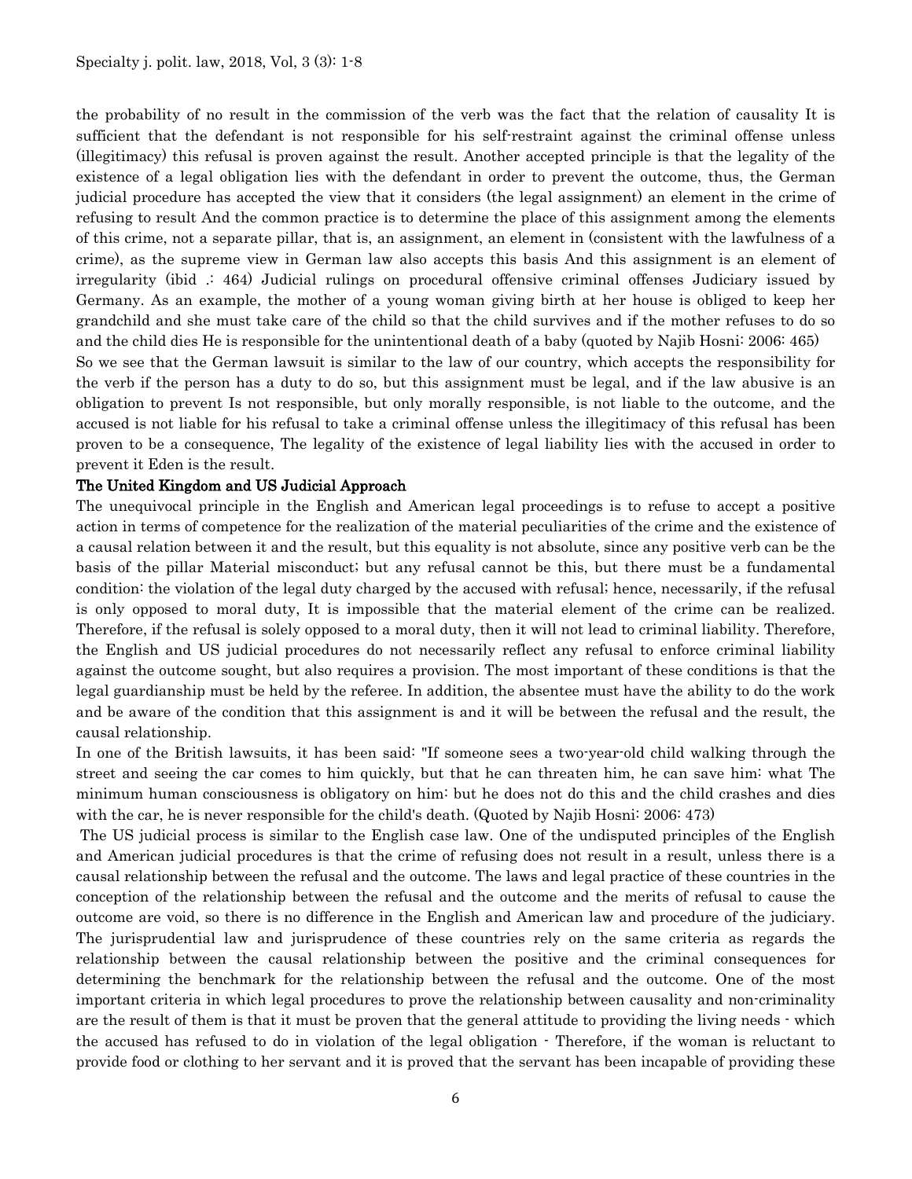the probability of no result in the commission of the verb was the fact that the relation of causality It is sufficient that the defendant is not responsible for his self-restraint against the criminal offense unless (illegitimacy) this refusal is proven against the result. Another accepted principle is that the legality of the existence of a legal obligation lies with the defendant in order to prevent the outcome, thus, the German judicial procedure has accepted the view that it considers (the legal assignment) an element in the crime of refusing to result And the common practice is to determine the place of this assignment among the elements of this crime, not a separate pillar, that is, an assignment, an element in (consistent with the lawfulness of a crime), as the supreme view in German law also accepts this basis And this assignment is an element of irregularity (ibid .: 464) Judicial rulings on procedural offensive criminal offenses Judiciary issued by Germany. As an example, the mother of a young woman giving birth at her house is obliged to keep her grandchild and she must take care of the child so that the child survives and if the mother refuses to do so and the child dies He is responsible for the unintentional death of a baby (quoted by Najib Hosni: 2006: 465)

So we see that the German lawsuit is similar to the law of our country, which accepts the responsibility for the verb if the person has a duty to do so, but this assignment must be legal, and if the law abusive is an obligation to prevent Is not responsible, but only morally responsible, is not liable to the outcome, and the accused is not liable for his refusal to take a criminal offense unless the illegitimacy of this refusal has been proven to be a consequence, The legality of the existence of legal liability lies with the accused in order to prevent it Eden is the result.

## The United Kingdom and US Judicial Approach

The unequivocal principle in the English and American legal proceedings is to refuse to accept a positive action in terms of competence for the realization of the material peculiarities of the crime and the existence of a causal relation between it and the result, but this equality is not absolute, since any positive verb can be the basis of the pillar Material misconduct; but any refusal cannot be this, but there must be a fundamental condition: the violation of the legal duty charged by the accused with refusal; hence, necessarily, if the refusal is only opposed to moral duty, It is impossible that the material element of the crime can be realized. Therefore, if the refusal is solely opposed to a moral duty, then it will not lead to criminal liability. Therefore, the English and US judicial procedures do not necessarily reflect any refusal to enforce criminal liability against the outcome sought, but also requires a provision. The most important of these conditions is that the legal guardianship must be held by the referee. In addition, the absentee must have the ability to do the work and be aware of the condition that this assignment is and it will be between the refusal and the result, the causal relationship.

In one of the British lawsuits, it has been said: "If someone sees a two-year-old child walking through the street and seeing the car comes to him quickly, but that he can threaten him, he can save him: what The minimum human consciousness is obligatory on him: but he does not do this and the child crashes and dies with the car, he is never responsible for the child's death. (Quoted by Najib Hosni: 2006: 473)

The US judicial process is similar to the English case law. One of the undisputed principles of the English and American judicial procedures is that the crime of refusing does not result in a result, unless there is a causal relationship between the refusal and the outcome. The laws and legal practice of these countries in the conception of the relationship between the refusal and the outcome and the merits of refusal to cause the outcome are void, so there is no difference in the English and American law and procedure of the judiciary. The jurisprudential law and jurisprudence of these countries rely on the same criteria as regards the relationship between the causal relationship between the positive and the criminal consequences for determining the benchmark for the relationship between the refusal and the outcome. One of the most important criteria in which legal procedures to prove the relationship between causality and non-criminality are the result of them is that it must be proven that the general attitude to providing the living needs - which the accused has refused to do in violation of the legal obligation - Therefore, if the woman is reluctant to provide food or clothing to her servant and it is proved that the servant has been incapable of providing these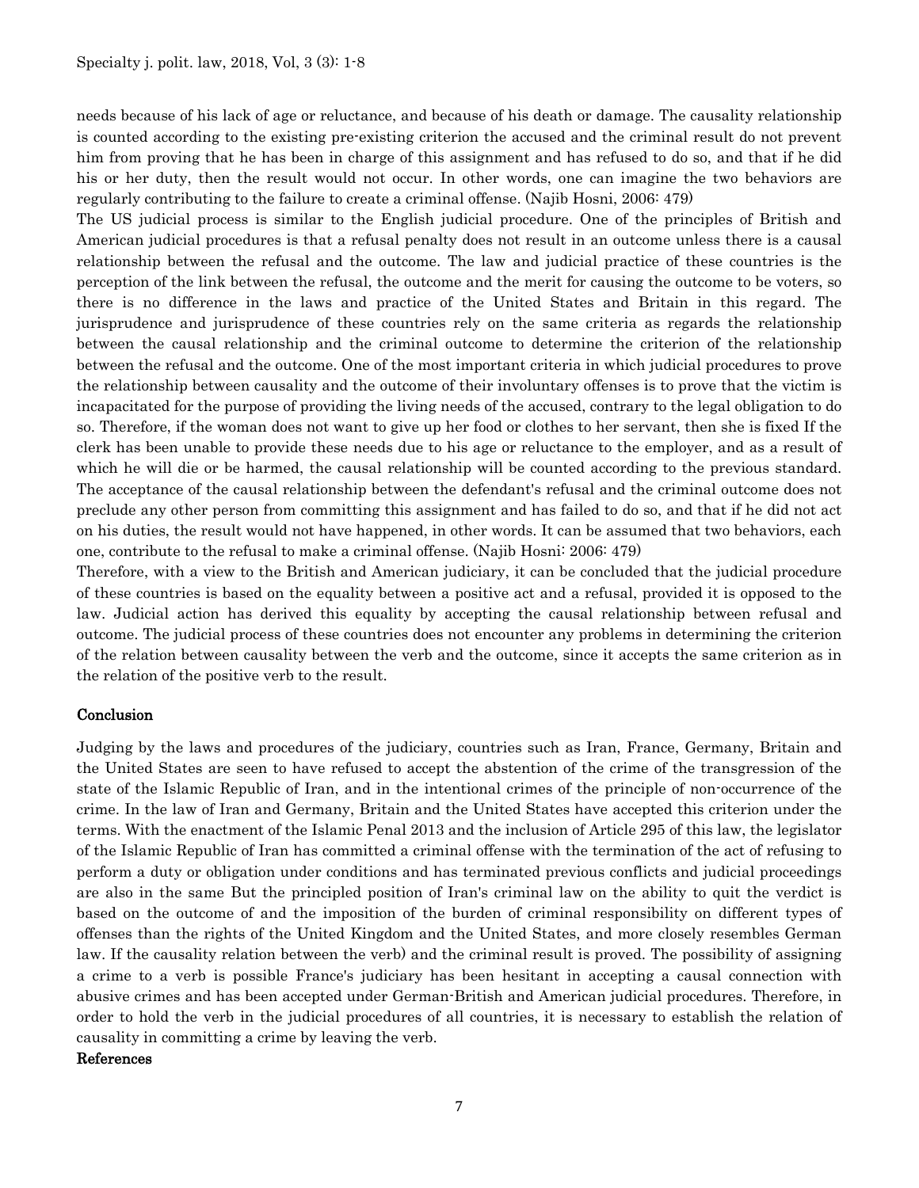needs because of his lack of age or reluctance, and because of his death or damage. The causality relationship is counted according to the existing pre-existing criterion the accused and the criminal result do not prevent him from proving that he has been in charge of this assignment and has refused to do so, and that if he did his or her duty, then the result would not occur. In other words, one can imagine the two behaviors are regularly contributing to the failure to create a criminal offense. (Najib Hosni, 2006: 479)

The US judicial process is similar to the English judicial procedure. One of the principles of British and American judicial procedures is that a refusal penalty does not result in an outcome unless there is a causal relationship between the refusal and the outcome. The law and judicial practice of these countries is the perception of the link between the refusal, the outcome and the merit for causing the outcome to be voters, so there is no difference in the laws and practice of the United States and Britain in this regard. The jurisprudence and jurisprudence of these countries rely on the same criteria as regards the relationship between the causal relationship and the criminal outcome to determine the criterion of the relationship between the refusal and the outcome. One of the most important criteria in which judicial procedures to prove the relationship between causality and the outcome of their involuntary offenses is to prove that the victim is incapacitated for the purpose of providing the living needs of the accused, contrary to the legal obligation to do so. Therefore, if the woman does not want to give up her food or clothes to her servant, then she is fixed If the clerk has been unable to provide these needs due to his age or reluctance to the employer, and as a result of which he will die or be harmed, the causal relationship will be counted according to the previous standard. The acceptance of the causal relationship between the defendant's refusal and the criminal outcome does not preclude any other person from committing this assignment and has failed to do so, and that if he did not act on his duties, the result would not have happened, in other words. It can be assumed that two behaviors, each one, contribute to the refusal to make a criminal offense. (Najib Hosni: 2006: 479)

Therefore, with a view to the British and American judiciary, it can be concluded that the judicial procedure of these countries is based on the equality between a positive act and a refusal, provided it is opposed to the law. Judicial action has derived this equality by accepting the causal relationship between refusal and outcome. The judicial process of these countries does not encounter any problems in determining the criterion of the relation between causality between the verb and the outcome, since it accepts the same criterion as in the relation of the positive verb to the result.

## Conclusion

Judging by the laws and procedures of the judiciary, countries such as Iran, France, Germany, Britain and the United States are seen to have refused to accept the abstention of the crime of the transgression of the state of the Islamic Republic of Iran, and in the intentional crimes of the principle of non-occurrence of the crime. In the law of Iran and Germany, Britain and the United States have accepted this criterion under the terms. With the enactment of the Islamic Penal 2013 and the inclusion of Article 295 of this law, the legislator of the Islamic Republic of Iran has committed a criminal offense with the termination of the act of refusing to perform a duty or obligation under conditions and has terminated previous conflicts and judicial proceedings are also in the same But the principled position of Iran's criminal law on the ability to quit the verdict is based on the outcome of and the imposition of the burden of criminal responsibility on different types of offenses than the rights of the United Kingdom and the United States, and more closely resembles German law. If the causality relation between the verb) and the criminal result is proved. The possibility of assigning a crime to a verb is possible France's judiciary has been hesitant in accepting a causal connection with abusive crimes and has been accepted under German-British and American judicial procedures. Therefore, in order to hold the verb in the judicial procedures of all countries, it is necessary to establish the relation of causality in committing a crime by leaving the verb.

## References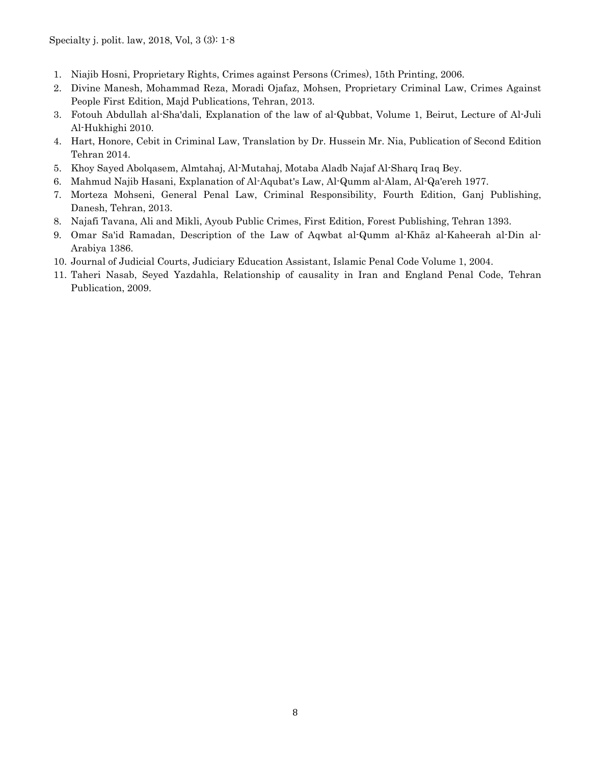1. Niajib Hosni, Proprietary Rights, Crimes against Persons (Crimes), 15th Printing, 2006.
2. Divine Manesh, Mohammad Reza, Moradi Ojafaz, Mohsen, Proprietary Criminal Law, Crimes Against People First Edition, Majd Publications, Tehran, 2013.
3. Fotouh Abdullah al-Sha'dali, Explanation of the law of al-Qubbat, Volume 1, Beirut, Lecture of Al-Juli Al-Hukhighi 2010.
4. Hart, Honore, Cebit in Criminal Law, Translation by Dr. Hussein Mr. Nia, Publication of Second Edition Tehran 2014.
5. Khoy Sayed Abolqasem, Almtahaj, Al-Mutahaj, Motaba Aladb Najaf Al-Sharq Iraq Bey.
6. Mahmud Najib Hasani, Explanation of Al-Aqubat's Law, Al-Qumm al-Alam, Al-Qa'ereh 1977.
7. Morteza Mohseni, General Penal Law, Criminal Responsibility, Fourth Edition, Ganj Publishing, Danesh, Tehran, 2013.
8. Najafi Tavana, Ali and Mikli, Ayoub Public Crimes, First Edition, Forest Publishing, Tehran 1393.
9. Omar Sa'id Ramadan, Description of the Law of Aqwbat al-Qumm al-Khāz al-Kaheerah al-Din al-Arabiya 1386.
10. Journal of Judicial Courts, Judiciary Education Assistant, Islamic Penal Code Volume 1, 2004.
11. Taheri Nasab, Seyed Yazdahla, Relationship of causality in Iran and England Penal Code, Tehran Publication, 2009.